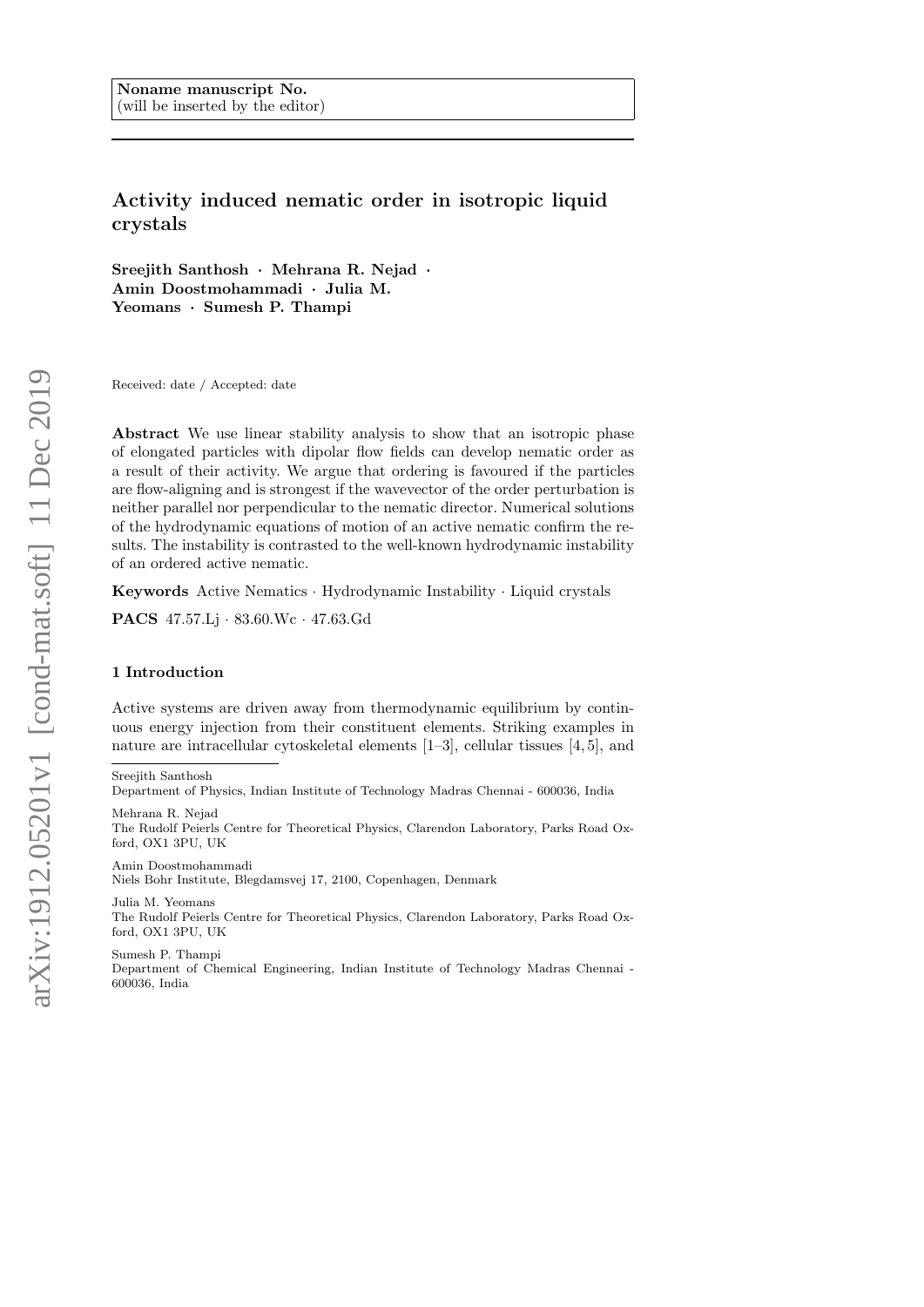Noname manuscript No.
(will be inserted by the editor)

# Activity induced nematic order in isotropic liquid crystals

**Sreejith Santhosh · Mehrana R. Nejad · Amin Doostmohammadi · Julia M. Yeomans · Sumesh P. Thampi**

Received: date / Accepted: date

**Abstract** We use linear stability analysis to show that an isotropic phase of elongated particles with dipolar flow fields can develop nematic order as a result of their activity. We argue that ordering is favoured if the particles are flow-aligning and is strongest if the wavevector of the order perturbation is neither parallel nor perpendicular to the nematic director. Numerical solutions of the hydrodynamic equations of motion of an active nematic confirm the results. The instability is contrasted to the well-known hydrodynamic instability of an ordered active nematic.

**Keywords** Active Nematics · Hydrodynamic Instability · Liquid crystals

**PACS** 47.57.Lj · 83.60.Wc · 47.63.Gd

## 1 Introduction

Active systems are driven away from thermodynamic equilibrium by continuous energy injection from their constituent elements. Striking examples in nature are intracellular cytoskeletal elements [1–3], cellular tissues [4,5], and

---

Sreejith Santhosh
Department of Physics, Indian Institute of Technology Madras Chennai - 600036, India

Mehrana R. Nejad
The Rudolf Peierls Centre for Theoretical Physics, Clarendon Laboratory, Parks Road Oxford, OX1 3PU, UK

Amin Doostmohammadi
Niels Bohr Institute, Blegdamsvej 17, 2100, Copenhagen, Denmark

Julia M. Yeomans
The Rudolf Peierls Centre for Theoretical Physics, Clarendon Laboratory, Parks Road Oxford, OX1 3PU, UK

Sumesh P. Thampi
Department of Chemical Engineering, Indian Institute of Technology Madras Chennai - 600036, India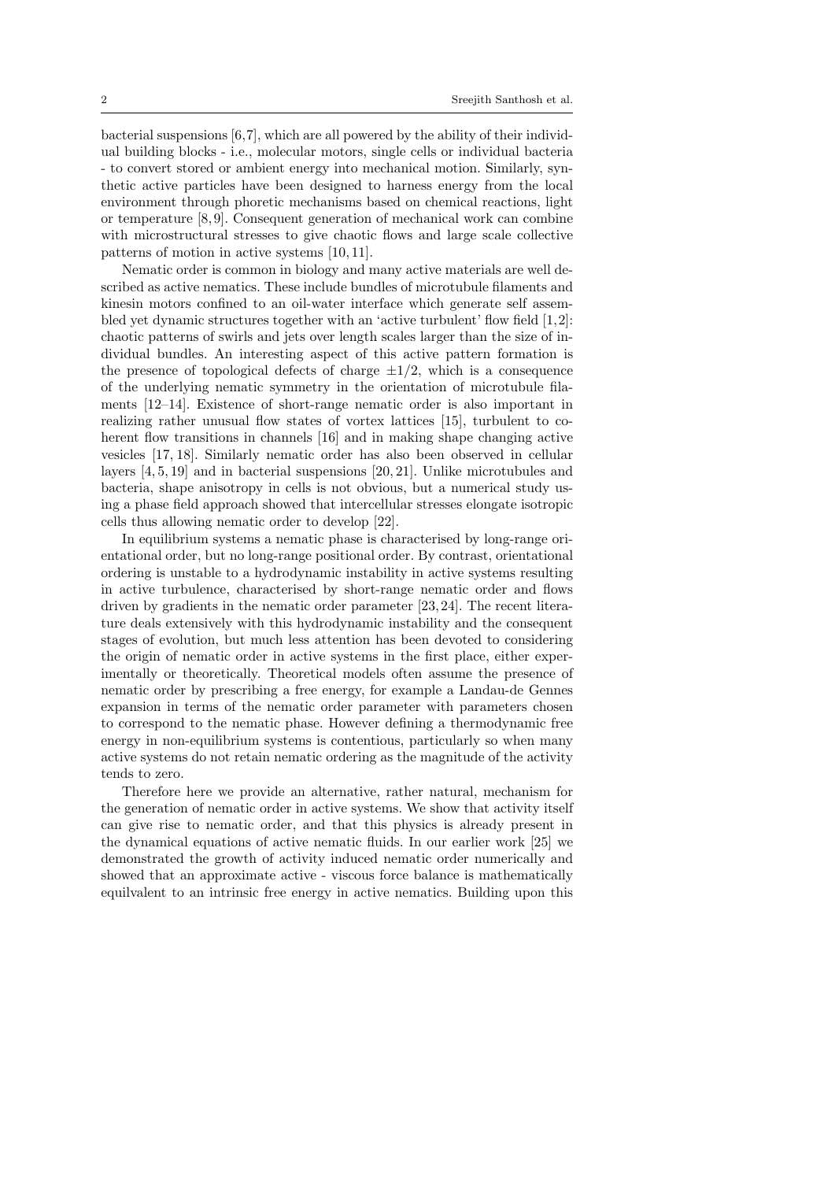bacterial suspensions [6,7], which are all powered by the ability of their individual building blocks - i.e., molecular motors, single cells or individual bacteria - to convert stored or ambient energy into mechanical motion. Similarly, synthetic active particles have been designed to harness energy from the local environment through phoretic mechanisms based on chemical reactions, light or temperature [8, 9]. Consequent generation of mechanical work can combine with microstructural stresses to give chaotic flows and large scale collective patterns of motion in active systems [10, 11].

Nematic order is common in biology and many active materials are well described as active nematics. These include bundles of microtubule filaments and kinesin motors confined to an oil-water interface which generate self assembled yet dynamic structures together with an 'active turbulent' flow field [1,2]: chaotic patterns of swirls and jets over length scales larger than the size of individual bundles. An interesting aspect of this active pattern formation is the presence of topological defects of charge $\pm 1/2$, which is a consequence of the underlying nematic symmetry in the orientation of microtubule filaments [12–14]. Existence of short-range nematic order is also important in realizing rather unusual flow states of vortex lattices [15], turbulent to coherent flow transitions in channels [16] and in making shape changing active vesicles [17, 18]. Similarly nematic order has also been observed in cellular layers [4, 5, 19] and in bacterial suspensions [20, 21]. Unlike microtubules and bacteria, shape anisotropy in cells is not obvious, but a numerical study using a phase field approach showed that intercellular stresses elongate isotropic cells thus allowing nematic order to develop [22].

In equilibrium systems a nematic phase is characterised by long-range orientational order, but no long-range positional order. By contrast, orientational ordering is unstable to a hydrodynamic instability in active systems resulting in active turbulence, characterised by short-range nematic order and flows driven by gradients in the nematic order parameter [23, 24]. The recent literature deals extensively with this hydrodynamic instability and the consequent stages of evolution, but much less attention has been devoted to considering the origin of nematic order in active systems in the first place, either experimentally or theoretically. Theoretical models often assume the presence of nematic order by prescribing a free energy, for example a Landau-de Gennes expansion in terms of the nematic order parameter with parameters chosen to correspond to the nematic phase. However defining a thermodynamic free energy in non-equilibrium systems is contentious, particularly so when many active systems do not retain nematic ordering as the magnitude of the activity tends to zero.

Therefore here we provide an alternative, rather natural, mechanism for the generation of nematic order in active systems. We show that activity itself can give rise to nematic order, and that this physics is already present in the dynamical equations of active nematic fluids. In our earlier work [25] we demonstrated the growth of activity induced nematic order numerically and showed that an approximate active - viscous force balance is mathematically equilvalent to an intrinsic free energy in active nematics. Building upon this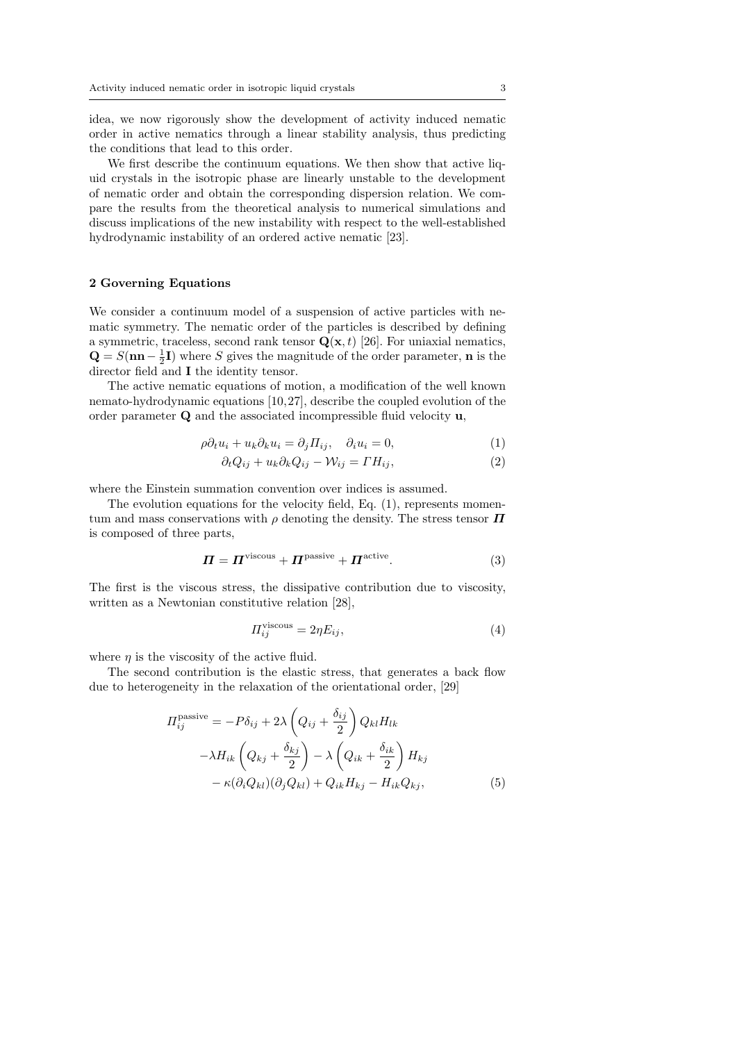idea, we now rigorously show the development of activity induced nematic order in active nematics through a linear stability analysis, thus predicting the conditions that lead to this order.

We first describe the continuum equations. We then show that active liquid crystals in the isotropic phase are linearly unstable to the development of nematic order and obtain the corresponding dispersion relation. We compare the results from the theoretical analysis to numerical simulations and discuss implications of the new instability with respect to the well-established hydrodynamic instability of an ordered active nematic [23].

## 2 Governing Equations

We consider a continuum model of a suspension of active particles with nematic symmetry. The nematic order of the particles is described by defining a symmetric, traceless, second rank tensor $\mathbf{Q}(\mathbf{x}, t)$ [26]. For uniaxial nematics, $\mathbf{Q} = S(\mathbf{nn} - \frac{1}{2}\mathbf{I})$ where $S$ gives the magnitude of the order parameter, $\mathbf{n}$ is the director field and $\mathbf{I}$ the identity tensor.

The active nematic equations of motion, a modification of the well known nemato-hydrodynamic equations [10,27], describe the coupled evolution of the order parameter $\mathbf{Q}$ and the associated incompressible fluid velocity $\mathbf{u}$,

$$\rho\partial_t u_i + u_k\partial_k u_i = \partial_j \Pi_{ij}, \quad \partial_i u_i = 0, \tag{1}$$

$$\partial_t Q_{ij} + u_k\partial_k Q_{ij} - \mathcal{W}_{ij} = \Gamma H_{ij}, \tag{2}$$

where the Einstein summation convention over indices is assumed.

The evolution equations for the velocity field, Eq. (1), represents momentum and mass conservations with $\rho$ denoting the density. The stress tensor $\boldsymbol{\Pi}$ is composed of three parts,

$$\boldsymbol{\Pi} = \boldsymbol{\Pi}^{\text{viscous}} + \boldsymbol{\Pi}^{\text{passive}} + \boldsymbol{\Pi}^{\text{active}}. \tag{3}$$

The first is the viscous stress, the dissipative contribution due to viscosity, written as a Newtonian constitutive relation [28],

$$\Pi_{ij}^{\text{viscous}} = 2\eta E_{ij}, \tag{4}$$

where $\eta$ is the viscosity of the active fluid.

The second contribution is the elastic stress, that generates a back flow due to heterogeneity in the relaxation of the orientational order, [29]

$$\begin{aligned}\Pi_{ij}^{\text{passive}} = &-P\delta_{ij} + 2\lambda\left(Q_{ij} + \frac{\delta_{ij}}{2}\right)Q_{kl}H_{lk} \\ &-\lambda H_{ik}\left(Q_{kj} + \frac{\delta_{kj}}{2}\right) - \lambda\left(Q_{ik} + \frac{\delta_{ik}}{2}\right)H_{kj} \\ &- \kappa(\partial_i Q_{kl})(\partial_j Q_{kl}) + Q_{ik}H_{kj} - H_{ik}Q_{kj},\end{aligned} \tag{5}$$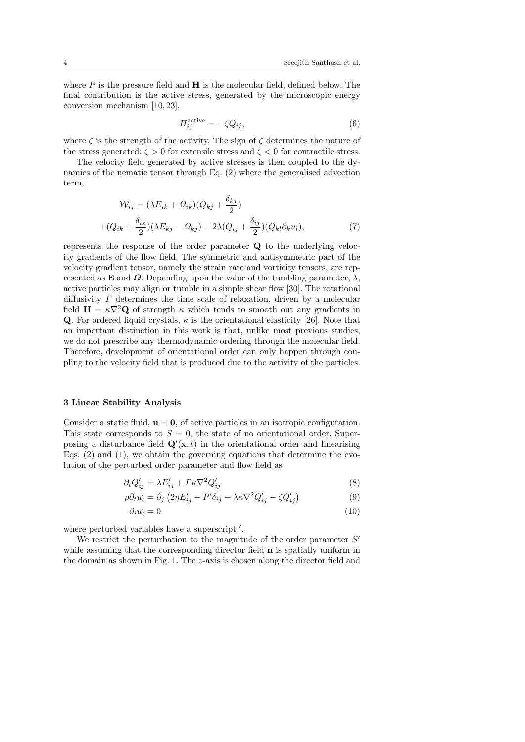where $P$ is the pressure field and $\mathbf{H}$ is the molecular field, defined below. The final contribution is the active stress, generated by the microscopic energy conversion mechanism [10, 23],

$$\Pi_{ij}^{\text{active}} = -\zeta Q_{ij}, \tag{6}$$

where $\zeta$ is the strength of the activity. The sign of $\zeta$ determines the nature of the stress generated: $\zeta > 0$ for extensile stress and $\zeta < 0$ for contractile stress.

The velocity field generated by active stresses is then coupled to the dynamics of the nematic tensor through Eq. (2) where the generalised advection term,

$$\begin{aligned}\mathcal{W}_{ij} &= (\lambda E_{ik} + \Omega_{ik})(Q_{kj} + \frac{\delta_{kj}}{2}) \\ &+ (Q_{ik} + \frac{\delta_{ik}}{2})(\lambda E_{kj} - \Omega_{kj}) - 2\lambda(Q_{ij} + \frac{\delta_{ij}}{2})(Q_{kl}\partial_k u_l),\end{aligned} \tag{7}$$

represents the response of the order parameter $\mathbf{Q}$ to the underlying velocity gradients of the flow field. The symmetric and antisymmetric part of the velocity gradient tensor, namely the strain rate and vorticity tensors, are represented as $\mathbf{E}$ and $\boldsymbol{\Omega}$. Depending upon the value of the tumbling parameter, $\lambda$, active particles may align or tumble in a simple shear flow [30]. The rotational diffusivity $\Gamma$ determines the time scale of relaxation, driven by a molecular field $\mathbf{H} = \kappa\nabla^2\mathbf{Q}$ of strength $\kappa$ which tends to smooth out any gradients in $\mathbf{Q}$. For ordered liquid crystals, $\kappa$ is the orientational elasticity [26]. Note that an important distinction in this work is that, unlike most previous studies, we do not prescribe any thermodynamic ordering through the molecular field. Therefore, development of orientational order can only happen through coupling to the velocity field that is produced due to the activity of the particles.

## 3 Linear Stability Analysis

Consider a static fluid, $\mathbf{u} = \mathbf{0}$, of active particles in an isotropic configuration. This state corresponds to $S = 0$, the state of no orientational order. Superposing a disturbance field $\mathbf{Q}'(\mathbf{x}, t)$ in the orientational order and linearising Eqs. (2) and (1), we obtain the governing equations that determine the evolution of the perturbed order parameter and flow field as

$$\partial_t Q'_{ij} = \lambda E'_{ij} + \Gamma\kappa\nabla^2 Q'_{ij} \tag{8}$$

$$\rho\partial_t u'_i = \partial_j\left(2\eta E'_{ij} - P'\delta_{ij} - \lambda\kappa\nabla^2 Q'_{ij} - \zeta Q'_{ij}\right) \tag{9}$$

$$\partial_i u'_i = 0 \tag{10}$$

where perturbed variables have a superscript $'$.

We restrict the perturbation to the magnitude of the order parameter $S'$ while assuming that the corresponding director field $\mathbf{n}$ is spatially uniform in the domain as shown in Fig. 1. The $z$-axis is chosen along the director field and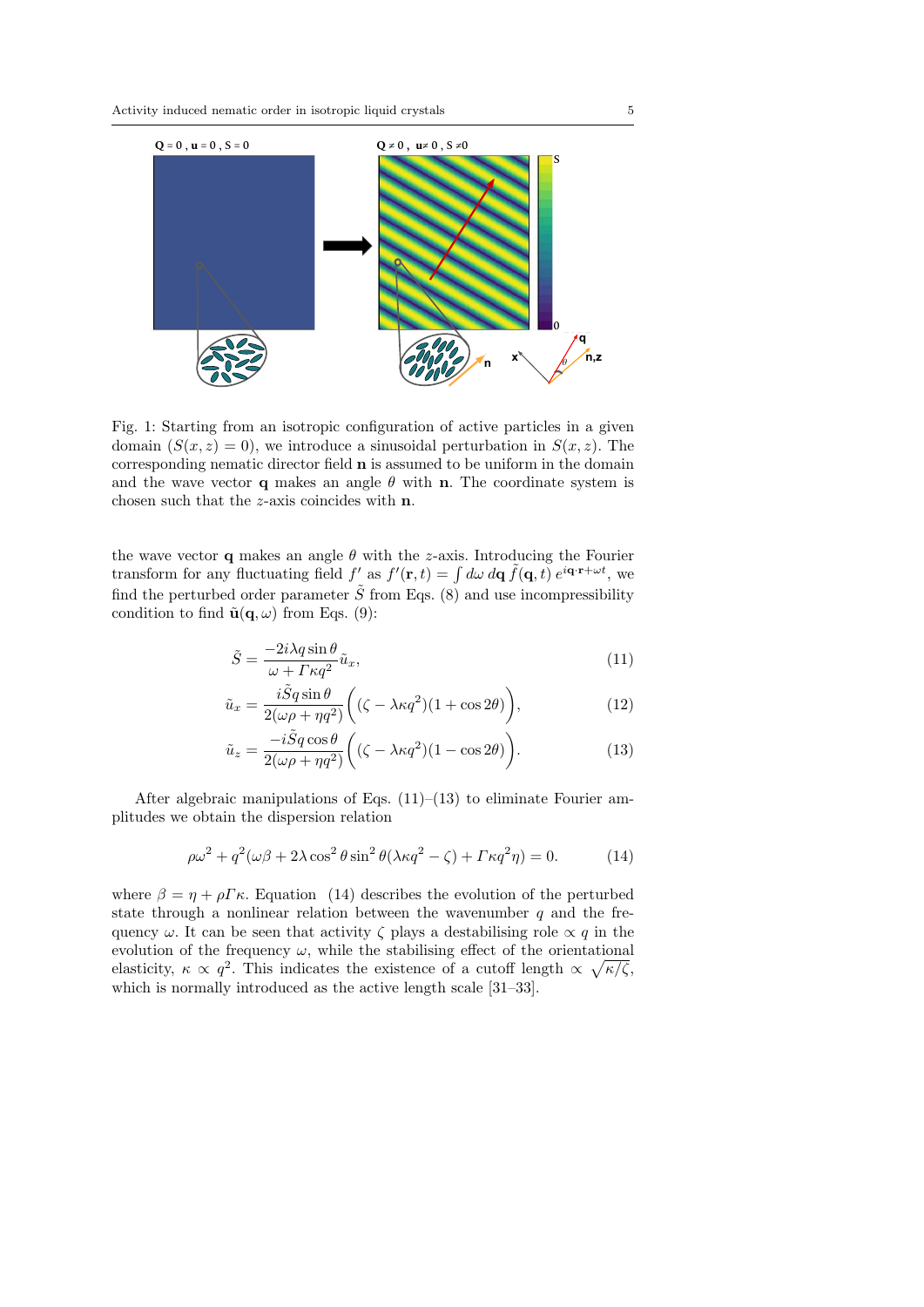Fig. 1: Starting from an isotropic configuration of active particles in a given domain ($S(x,z)=0$), we introduce a sinusoidal perturbation in $S(x,z)$. The corresponding nematic director field $\mathbf{n}$ is assumed to be uniform in the domain and the wave vector $\mathbf{q}$ makes an angle $\theta$ with $\mathbf{n}$. The coordinate system is chosen such that the $z$-axis coincides with $\mathbf{n}$.

the wave vector $\mathbf{q}$ makes an angle $\theta$ with the $z$-axis. Introducing the Fourier transform for any fluctuating field $f'$ as $f'(\mathbf{r},t) = \int d\omega \, d\mathbf{q} \, \tilde{f}(\mathbf{q},t) \, e^{i\mathbf{q}\cdot\mathbf{r}+\omega t}$, we find the perturbed order parameter $\tilde{S}$ from Eqs. (8) and use incompressibility condition to find $\tilde{\mathbf{u}}(\mathbf{q},\omega)$ from Eqs. (9):

$$\tilde{S} = \frac{-2i\lambda q \sin\theta}{\omega + \Gamma\kappa q^2}\tilde{u}_x, \tag{11}$$

$$\tilde{u}_x = \frac{i\tilde{S}q\sin\theta}{2(\omega\rho + \eta q^2)}\Big((\zeta - \lambda\kappa q^2)(1+\cos 2\theta)\Big), \tag{12}$$

$$\tilde{u}_z = \frac{-i\tilde{S}q\cos\theta}{2(\omega\rho + \eta q^2)}\Big((\zeta - \lambda\kappa q^2)(1-\cos 2\theta)\Big). \tag{13}$$

After algebraic manipulations of Eqs. (11)–(13) to eliminate Fourier amplitudes we obtain the dispersion relation

$$\rho\omega^2 + q^2(\omega\beta + 2\lambda\cos^2\theta\sin^2\theta(\lambda\kappa q^2 - \zeta) + \Gamma\kappa q^2\eta) = 0. \tag{14}$$

where $\beta = \eta + \rho\Gamma\kappa$. Equation (14) describes the evolution of the perturbed state through a nonlinear relation between the wavenumber $q$ and the frequency $\omega$. It can be seen that activity $\zeta$ plays a destabilising role $\propto q$ in the evolution of the frequency $\omega$, while the stabilising effect of the orientational elasticity, $\kappa \propto q^2$. This indicates the existence of a cutoff length $\propto \sqrt{\kappa/\zeta}$, which is normally introduced as the active length scale [31–33].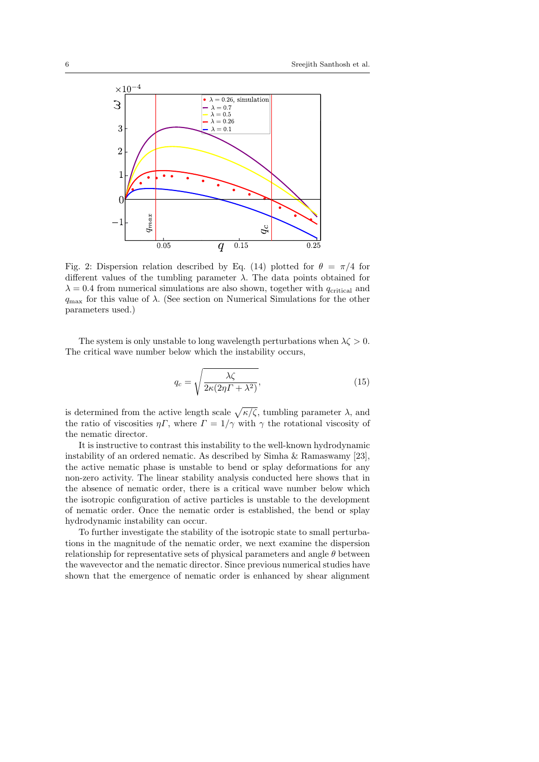Fig. 2: Dispersion relation described by Eq. (14) plotted for $\theta = \pi/4$ for different values of the tumbling parameter $\lambda$. The data points obtained for $\lambda = 0.4$ from numerical simulations are also shown, together with $q_{\mathrm{critical}}$ and $q_{\mathrm{max}}$ for this value of $\lambda$. (See section on Numerical Simulations for the other parameters used.)

The system is only unstable to long wavelength perturbations when $\lambda\zeta > 0$. The critical wave number below which the instability occurs,

$$q_c = \sqrt{\frac{\lambda\zeta}{2\kappa(2\eta\Gamma + \lambda^2)}}, \tag{15}$$

is determined from the active length scale $\sqrt{\kappa/\zeta}$, tumbling parameter $\lambda$, and the ratio of viscosities $\eta\Gamma$, where $\Gamma = 1/\gamma$ with $\gamma$ the rotational viscosity of the nematic director.

It is instructive to contrast this instability to the well-known hydrodynamic instability of an ordered nematic. As described by Simha & Ramaswamy [23], the active nematic phase is unstable to bend or splay deformations for any non-zero activity. The linear stability analysis conducted here shows that in the absence of nematic order, there is a critical wave number below which the isotropic configuration of active particles is unstable to the development of nematic order. Once the nematic order is established, the bend or splay hydrodynamic instability can occur.

To further investigate the stability of the isotropic state to small perturbations in the magnitude of the nematic order, we next examine the dispersion relationship for representative sets of physical parameters and angle $\theta$ between the wavevector and the nematic director. Since previous numerical studies have shown that the emergence of nematic order is enhanced by shear alignment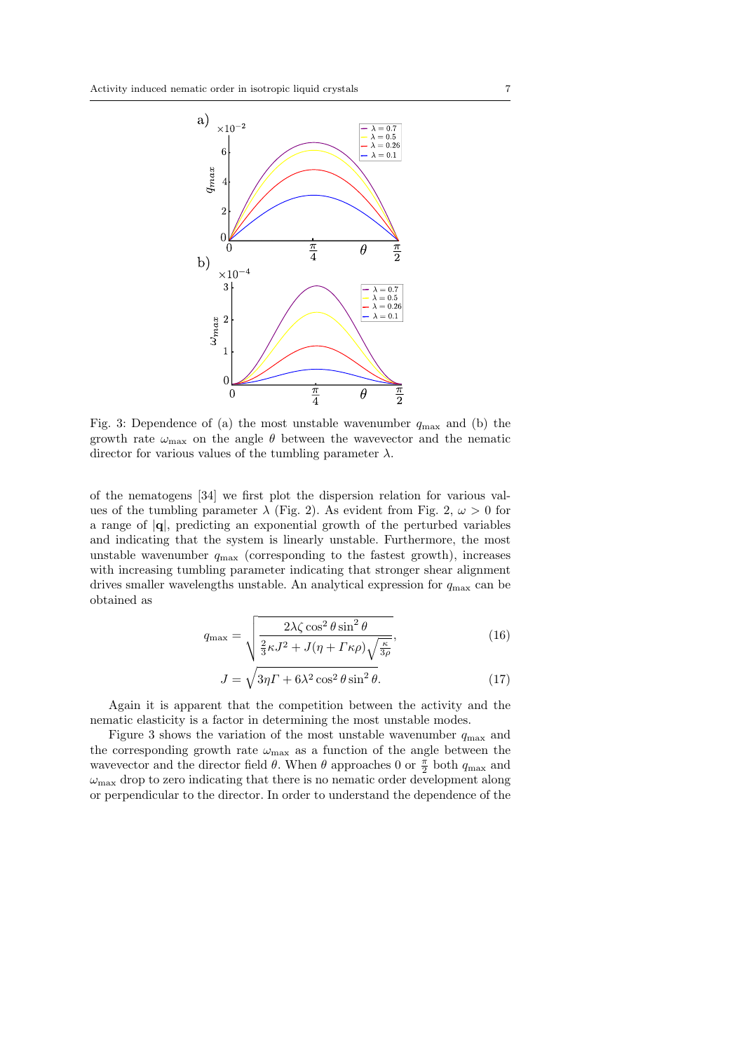Fig. 3: Dependence of (a) the most unstable wavenumber $q_{\max}$ and (b) the growth rate $\omega_{\max}$ on the angle $\theta$ between the wavevector and the nematic director for various values of the tumbling parameter $\lambda$.

of the nematogens [34] we first plot the dispersion relation for various values of the tumbling parameter $\lambda$ (Fig. 2). As evident from Fig. 2, $\omega > 0$ for a range of $|\mathbf{q}|$, predicting an exponential growth of the perturbed variables and indicating that the system is linearly unstable. Furthermore, the most unstable wavenumber $q_{\max}$ (corresponding to the fastest growth), increases with increasing tumbling parameter indicating that stronger shear alignment drives smaller wavelengths unstable. An analytical expression for $q_{\max}$ can be obtained as

$$q_{\max} = \sqrt{\frac{2\lambda\zeta\cos^2\theta\sin^2\theta}{\frac{2}{3}\kappa J^2 + J(\eta + \Gamma\kappa\rho)\sqrt{\frac{\kappa}{3\rho}}}}, \tag{16}$$

$$J = \sqrt{3\eta\Gamma + 6\lambda^2\cos^2\theta\sin^2\theta}. \tag{17}$$

Again it is apparent that the competition between the activity and the nematic elasticity is a factor in determining the most unstable modes.

Figure 3 shows the variation of the most unstable wavenumber $q_{\max}$ and the corresponding growth rate $\omega_{\max}$ as a function of the angle between the wavevector and the director field $\theta$. When $\theta$ approaches 0 or $\frac{\pi}{2}$ both $q_{\max}$ and $\omega_{\max}$ drop to zero indicating that there is no nematic order development along or perpendicular to the director. In order to understand the dependence of the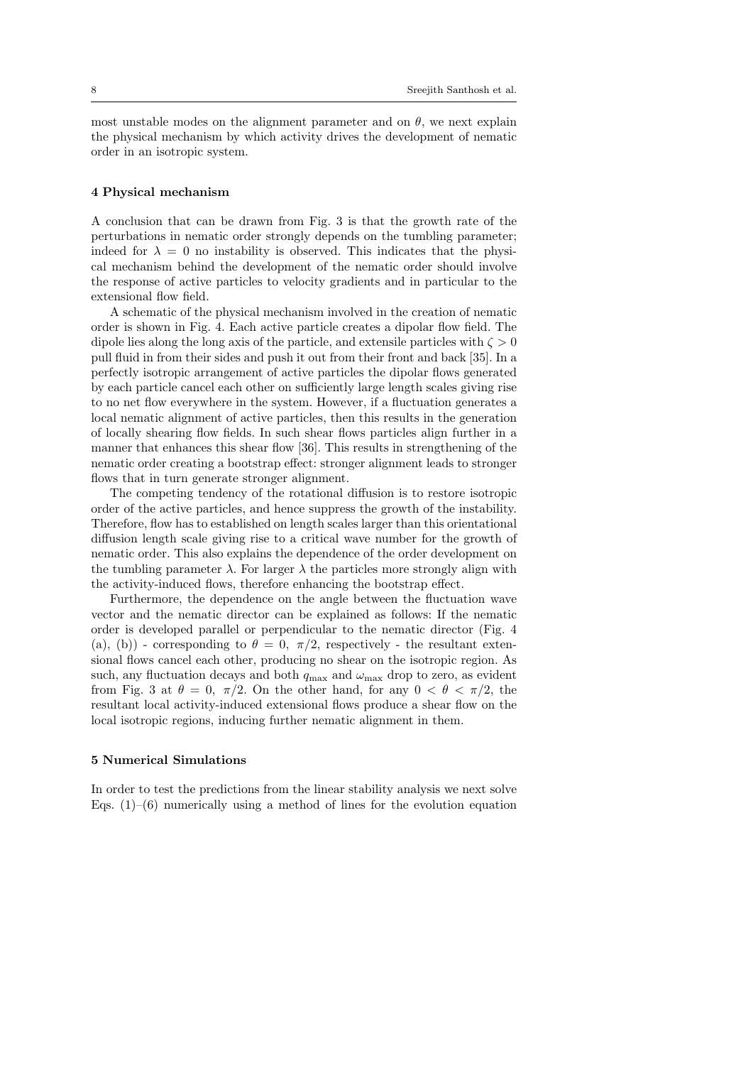most unstable modes on the alignment parameter and on $\theta$, we next explain the physical mechanism by which activity drives the development of nematic order in an isotropic system.

## 4 Physical mechanism

A conclusion that can be drawn from Fig. 3 is that the growth rate of the perturbations in nematic order strongly depends on the tumbling parameter; indeed for $\lambda = 0$ no instability is observed. This indicates that the physical mechanism behind the development of the nematic order should involve the response of active particles to velocity gradients and in particular to the extensional flow field.

A schematic of the physical mechanism involved in the creation of nematic order is shown in Fig. 4. Each active particle creates a dipolar flow field. The dipole lies along the long axis of the particle, and extensile particles with $\zeta > 0$ pull fluid in from their sides and push it out from their front and back [35]. In a perfectly isotropic arrangement of active particles the dipolar flows generated by each particle cancel each other on sufficiently large length scales giving rise to no net flow everywhere in the system. However, if a fluctuation generates a local nematic alignment of active particles, then this results in the generation of locally shearing flow fields. In such shear flows particles align further in a manner that enhances this shear flow [36]. This results in strengthening of the nematic order creating a bootstrap effect: stronger alignment leads to stronger flows that in turn generate stronger alignment.

The competing tendency of the rotational diffusion is to restore isotropic order of the active particles, and hence suppress the growth of the instability. Therefore, flow has to established on length scales larger than this orientational diffusion length scale giving rise to a critical wave number for the growth of nematic order. This also explains the dependence of the order development on the tumbling parameter $\lambda$. For larger $\lambda$ the particles more strongly align with the activity-induced flows, therefore enhancing the bootstrap effect.

Furthermore, the dependence on the angle between the fluctuation wave vector and the nematic director can be explained as follows: If the nematic order is developed parallel or perpendicular to the nematic director (Fig. 4 (a), (b)) - corresponding to $\theta = 0,\ \pi/2$, respectively - the resultant extensional flows cancel each other, producing no shear on the isotropic region. As such, any fluctuation decays and both $q_{\max}$ and $\omega_{\max}$ drop to zero, as evident from Fig. 3 at $\theta = 0,\ \pi/2$. On the other hand, for any $0 < \theta < \pi/2$, the resultant local activity-induced extensional flows produce a shear flow on the local isotropic regions, inducing further nematic alignment in them.

## 5 Numerical Simulations

In order to test the predictions from the linear stability analysis we next solve Eqs. (1)–(6) numerically using a method of lines for the evolution equation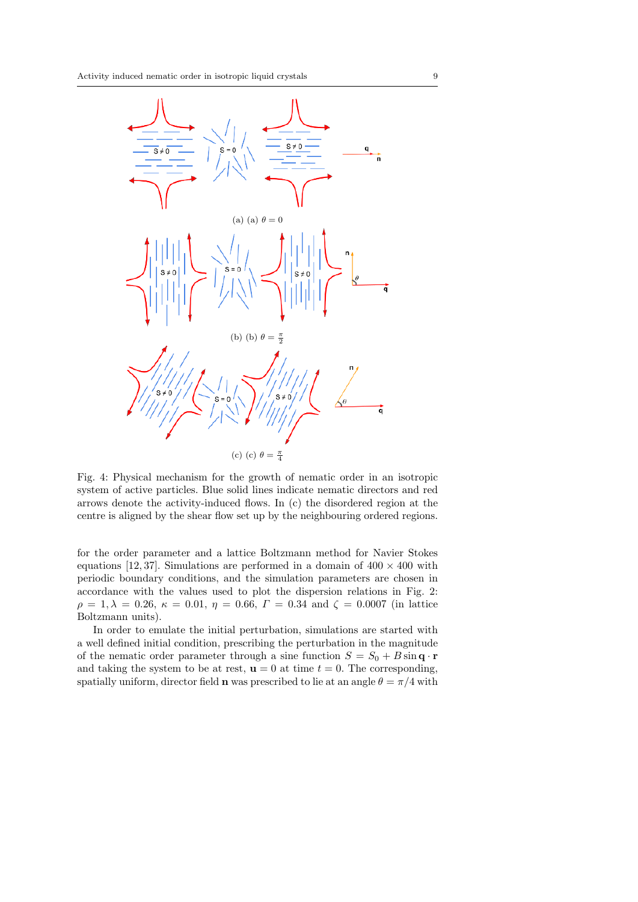(a) (a) $\theta = 0$

(b) (b) $\theta = \frac{\pi}{2}$

(c) (c) $\theta = \frac{\pi}{4}$

Fig. 4: Physical mechanism for the growth of nematic order in an isotropic system of active particles. Blue solid lines indicate nematic directors and red arrows denote the activity-induced flows. In (c) the disordered region at the centre is aligned by the shear flow set up by the neighbouring ordered regions.

for the order parameter and a lattice Boltzmann method for Navier Stokes equations [12, 37]. Simulations are performed in a domain of $400 \times 400$ with periodic boundary conditions, and the simulation parameters are chosen in accordance with the values used to plot the dispersion relations in Fig. 2: $\rho = 1, \lambda = 0.26$, $\kappa = 0.01$, $\eta = 0.66$, $\Gamma = 0.34$ and $\zeta = 0.0007$ (in lattice Boltzmann units).

In order to emulate the initial perturbation, simulations are started with a well defined initial condition, prescribing the perturbation in the magnitude of the nematic order parameter through a sine function $S = S_0 + B \sin \mathbf{q} \cdot \mathbf{r}$ and taking the system to be at rest, $\mathbf{u} = 0$ at time $t = 0$. The corresponding, spatially uniform, director field $\mathbf{n}$ was prescribed to lie at an angle $\theta = \pi/4$ with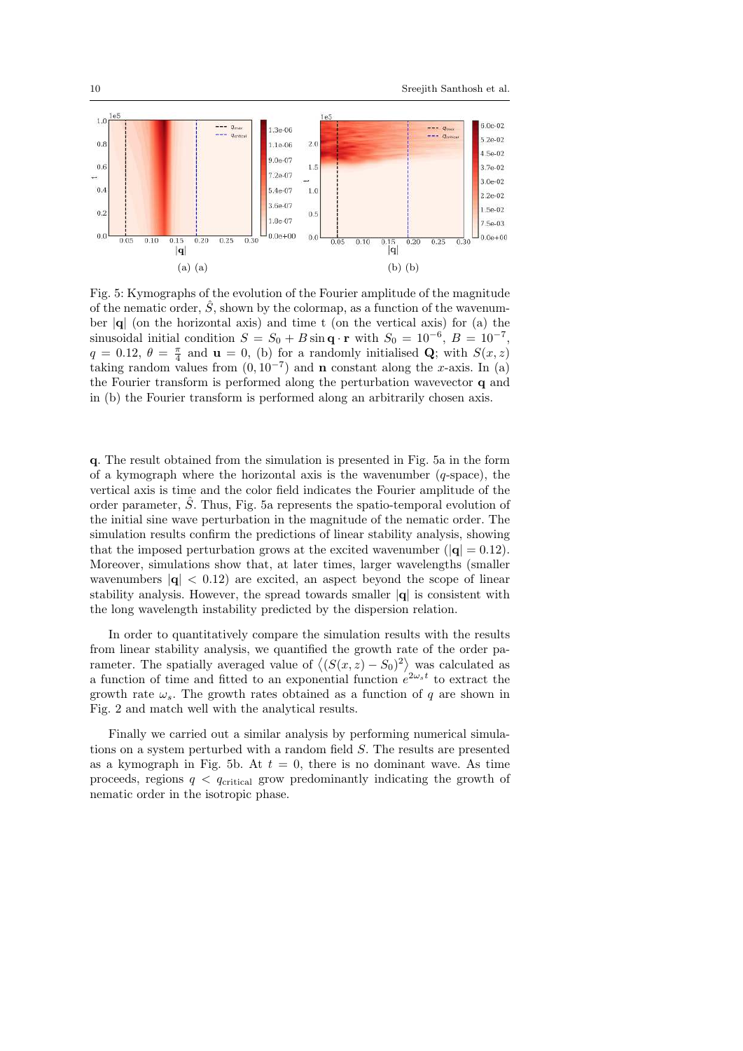(a) (a)

(b) (b)

Fig. 5: Kymographs of the evolution of the Fourier amplitude of the magnitude of the nematic order, $\hat{S}$, shown by the colormap, as a function of the wavenumber $|\mathbf{q}|$ (on the horizontal axis) and time t (on the vertical axis) for (a) the sinusoidal initial condition $S = S_0 + B \sin \mathbf{q} \cdot \mathbf{r}$ with $S_0 = 10^{-6}$, $B = 10^{-7}$, $q = 0.12$, $\theta = \frac{\pi}{4}$ and $\mathbf{u} = 0$, (b) for a randomly initialised $\mathbf{Q}$; with $S(x, z)$ taking random values from $(0, 10^{-7})$ and $\mathbf{n}$ constant along the $x$-axis. In (a) the Fourier transform is performed along the perturbation wavevector $\mathbf{q}$ and in (b) the Fourier transform is performed along an arbitrarily chosen axis.

$\mathbf{q}$. The result obtained from the simulation is presented in Fig. 5a in the form of a kymograph where the horizontal axis is the wavenumber ($q$-space), the vertical axis is time and the color field indicates the Fourier amplitude of the order parameter, $\hat{S}$. Thus, Fig. 5a represents the spatio-temporal evolution of the initial sine wave perturbation in the magnitude of the nematic order. The simulation results confirm the predictions of linear stability analysis, showing that the imposed perturbation grows at the excited wavenumber ($|\mathbf{q}| = 0.12$). Moreover, simulations show that, at later times, larger wavelengths (smaller wavenumbers $|\mathbf{q}| < 0.12$) are excited, an aspect beyond the scope of linear stability analysis. However, the spread towards smaller $|\mathbf{q}|$ is consistent with the long wavelength instability predicted by the dispersion relation.

In order to quantitatively compare the simulation results with the results from linear stability analysis, we quantified the growth rate of the order parameter. The spatially averaged value of $\langle (S(x, z) - S_0)^2 \rangle$ was calculated as a function of time and fitted to an exponential function $e^{2\omega_s t}$ to extract the growth rate $\omega_s$. The growth rates obtained as a function of $q$ are shown in Fig. 2 and match well with the analytical results.

Finally we carried out a similar analysis by performing numerical simulations on a system perturbed with a random field $S$. The results are presented as a kymograph in Fig. 5b. At $t = 0$, there is no dominant wave. As time proceeds, regions $q < q_{\text{critical}}$ grow predominantly indicating the growth of nematic order in the isotropic phase.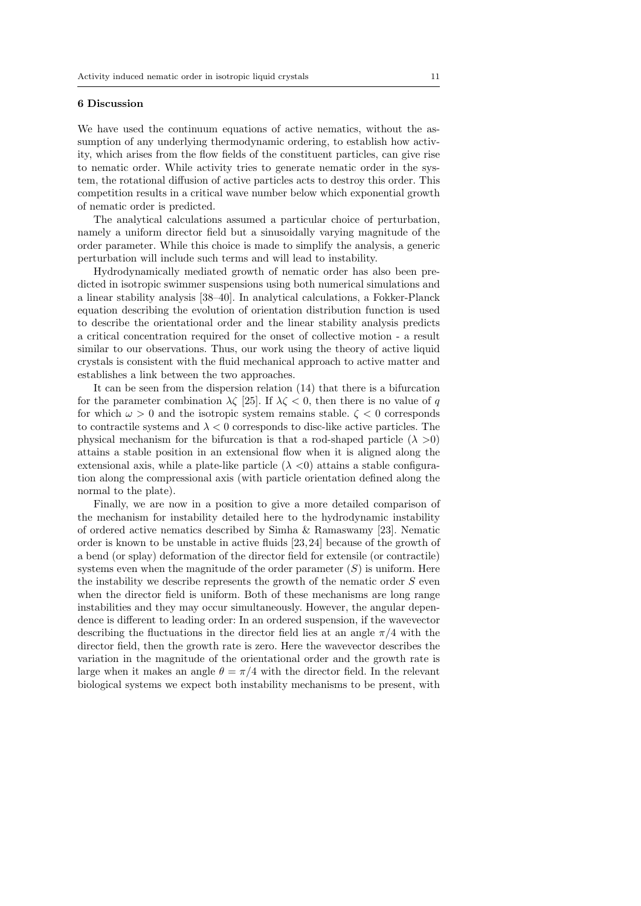## 6 Discussion

We have used the continuum equations of active nematics, without the assumption of any underlying thermodynamic ordering, to establish how activity, which arises from the flow fields of the constituent particles, can give rise to nematic order. While activity tries to generate nematic order in the system, the rotational diffusion of active particles acts to destroy this order. This competition results in a critical wave number below which exponential growth of nematic order is predicted.

The analytical calculations assumed a particular choice of perturbation, namely a uniform director field but a sinusoidally varying magnitude of the order parameter. While this choice is made to simplify the analysis, a generic perturbation will include such terms and will lead to instability.

Hydrodynamically mediated growth of nematic order has also been predicted in isotropic swimmer suspensions using both numerical simulations and a linear stability analysis [38–40]. In analytical calculations, a Fokker-Planck equation describing the evolution of orientation distribution function is used to describe the orientational order and the linear stability analysis predicts a critical concentration required for the onset of collective motion - a result similar to our observations. Thus, our work using the theory of active liquid crystals is consistent with the fluid mechanical approach to active matter and establishes a link between the two approaches.

It can be seen from the dispersion relation (14) that there is a bifurcation for the parameter combination $\lambda\zeta$ [25]. If $\lambda\zeta < 0$, then there is no value of $q$ for which $\omega > 0$ and the isotropic system remains stable. $\zeta < 0$ corresponds to contractile systems and $\lambda < 0$ corresponds to disc-like active particles. The physical mechanism for the bifurcation is that a rod-shaped particle ($\lambda > 0$) attains a stable position in an extensional flow when it is aligned along the extensional axis, while a plate-like particle ($\lambda < 0$) attains a stable configuration along the compressional axis (with particle orientation defined along the normal to the plate).

Finally, we are now in a position to give a more detailed comparison of the mechanism for instability detailed here to the hydrodynamic instability of ordered active nematics described by Simha & Ramaswamy [23]. Nematic order is known to be unstable in active fluids [23, 24] because of the growth of a bend (or splay) deformation of the director field for extensile (or contractile) systems even when the magnitude of the order parameter ($S$) is uniform. Here the instability we describe represents the growth of the nematic order $S$ even when the director field is uniform. Both of these mechanisms are long range instabilities and they may occur simultaneously. However, the angular dependence is different to leading order: In an ordered suspension, if the wavevector describing the fluctuations in the director field lies at an angle $\pi/4$ with the director field, then the growth rate is zero. Here the wavevector describes the variation in the magnitude of the orientational order and the growth rate is large when it makes an angle $\theta = \pi/4$ with the director field. In the relevant biological systems we expect both instability mechanisms to be present, with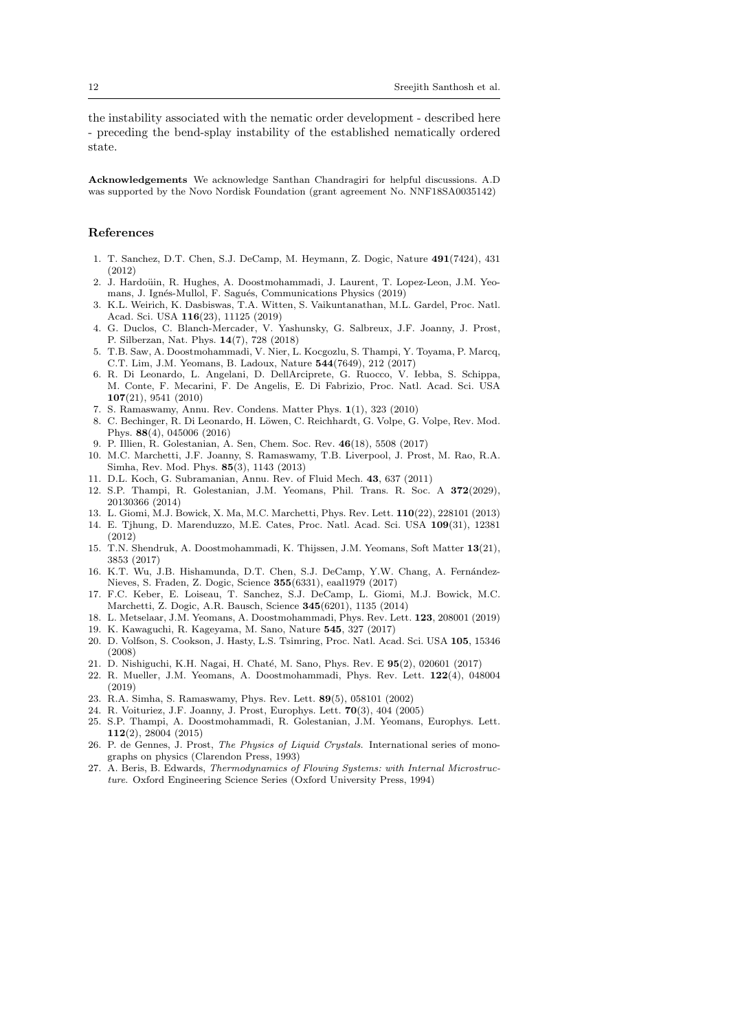the instability associated with the nematic order development - described here - preceding the bend-splay instability of the established nematically ordered state.

**Acknowledgements** We acknowledge Santhan Chandragiri for helpful discussions. A.D was supported by the Novo Nordisk Foundation (grant agreement No. NNF18SA0035142)

## References

1. T. Sanchez, D.T. Chen, S.J. DeCamp, M. Heymann, Z. Dogic, Nature **491**(7424), 431 (2012)
2. J. Hardoüin, R. Hughes, A. Doostmohammadi, J. Laurent, T. Lopez-Leon, J.M. Yeomans, J. Ignés-Mullol, F. Sagués, Communications Physics (2019)
3. K.L. Weirich, K. Dasbiswas, T.A. Witten, S. Vaikuntanathan, M.L. Gardel, Proc. Natl. Acad. Sci. USA **116**(23), 11125 (2019)
4. G. Duclos, C. Blanch-Mercader, V. Yashunsky, G. Salbreux, J.F. Joanny, J. Prost, P. Silberzan, Nat. Phys. **14**(7), 728 (2018)
5. T.B. Saw, A. Doostmohammadi, V. Nier, L. Kocgozlu, S. Thampi, Y. Toyama, P. Marcq, C.T. Lim, J.M. Yeomans, B. Ladoux, Nature **544**(7649), 212 (2017)
6. R. Di Leonardo, L. Angelani, D. DellArciprete, G. Ruocco, V. Iebba, S. Schippa, M. Conte, F. Mecarini, F. De Angelis, E. Di Fabrizio, Proc. Natl. Acad. Sci. USA **107**(21), 9541 (2010)
7. S. Ramaswamy, Annu. Rev. Condens. Matter Phys. **1**(1), 323 (2010)
8. C. Bechinger, R. Di Leonardo, H. Löwen, C. Reichhardt, G. Volpe, G. Volpe, Rev. Mod. Phys. **88**(4), 045006 (2016)
9. P. Illien, R. Golestanian, A. Sen, Chem. Soc. Rev. **46**(18), 5508 (2017)
10. M.C. Marchetti, J.F. Joanny, S. Ramaswamy, T.B. Liverpool, J. Prost, M. Rao, R.A. Simha, Rev. Mod. Phys. **85**(3), 1143 (2013)
11. D.L. Koch, G. Subramanian, Annu. Rev. of Fluid Mech. **43**, 637 (2011)
12. S.P. Thampi, R. Golestanian, J.M. Yeomans, Phil. Trans. R. Soc. A **372**(2029), 20130366 (2014)
13. L. Giomi, M.J. Bowick, X. Ma, M.C. Marchetti, Phys. Rev. Lett. **110**(22), 228101 (2013)
14. E. Tjhung, D. Marenduzzo, M.E. Cates, Proc. Natl. Acad. Sci. USA **109**(31), 12381 (2012)
15. T.N. Shendruk, A. Doostmohammadi, K. Thijssen, J.M. Yeomans, Soft Matter **13**(21), 3853 (2017)
16. K.T. Wu, J.B. Hishamunda, D.T. Chen, S.J. DeCamp, Y.W. Chang, A. Fernández-Nieves, S. Fraden, Z. Dogic, Science **355**(6331), eaal1979 (2017)
17. F.C. Keber, E. Loiseau, T. Sanchez, S.J. DeCamp, L. Giomi, M.J. Bowick, M.C. Marchetti, Z. Dogic, A.R. Bausch, Science **345**(6201), 1135 (2014)
18. L. Metselaar, J.M. Yeomans, A. Doostmohammadi, Phys. Rev. Lett. **123**, 208001 (2019)
19. K. Kawaguchi, R. Kageyama, M. Sano, Nature **545**, 327 (2017)
20. D. Volfson, S. Cookson, J. Hasty, L.S. Tsimring, Proc. Natl. Acad. Sci. USA **105**, 15346 (2008)
21. D. Nishiguchi, K.H. Nagai, H. Chaté, M. Sano, Phys. Rev. E **95**(2), 020601 (2017)
22. R. Mueller, J.M. Yeomans, A. Doostmohammadi, Phys. Rev. Lett. **122**(4), 048004 (2019)
23. R.A. Simha, S. Ramaswamy, Phys. Rev. Lett. **89**(5), 058101 (2002)
24. R. Voituriez, J.F. Joanny, J. Prost, Europhys. Lett. **70**(3), 404 (2005)
25. S.P. Thampi, A. Doostmohammadi, R. Golestanian, J.M. Yeomans, Europhys. Lett. **112**(2), 28004 (2015)
26. P. de Gennes, J. Prost, *The Physics of Liquid Crystals*. International series of monographs on physics (Clarendon Press, 1993)
27. A. Beris, B. Edwards, *Thermodynamics of Flowing Systems: with Internal Microstructure*. Oxford Engineering Science Series (Oxford University Press, 1994)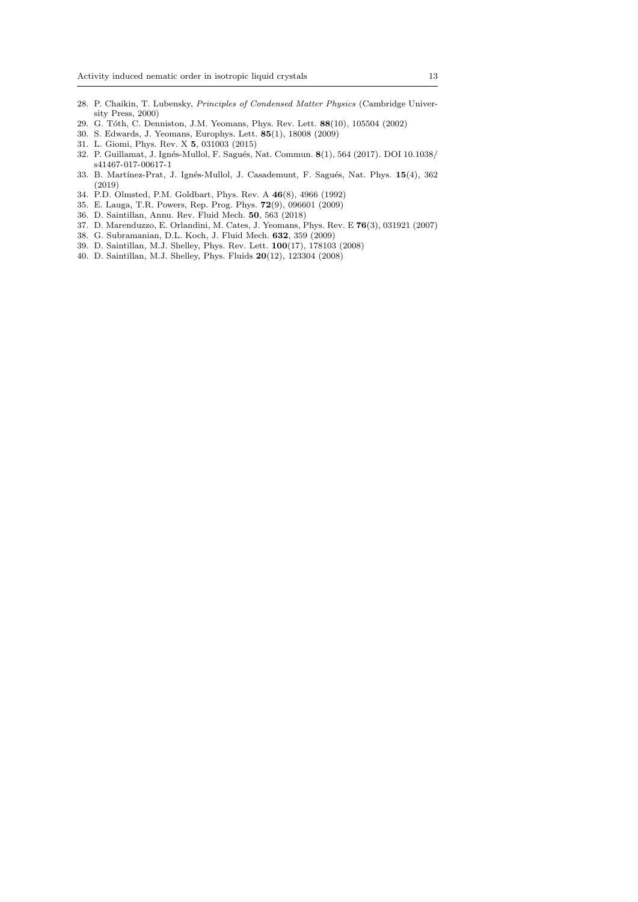28. P. Chaikin, T. Lubensky, *Principles of Condensed Matter Physics* (Cambridge University Press, 2000)
29. G. Tóth, C. Denniston, J.M. Yeomans, Phys. Rev. Lett. **88**(10), 105504 (2002)
30. S. Edwards, J. Yeomans, Europhys. Lett. **85**(1), 18008 (2009)
31. L. Giomi, Phys. Rev. X **5**, 031003 (2015)
32. P. Guillamat, J. Ignés-Mullol, F. Sagués, Nat. Commun. **8**(1), 564 (2017). DOI 10.1038/s41467-017-00617-1
33. B. Martínez-Prat, J. Ignés-Mullol, J. Casademunt, F. Sagués, Nat. Phys. **15**(4), 362 (2019)
34. P.D. Olmsted, P.M. Goldbart, Phys. Rev. A **46**(8), 4966 (1992)
35. E. Lauga, T.R. Powers, Rep. Prog. Phys. **72**(9), 096601 (2009)
36. D. Saintillan, Annu. Rev. Fluid Mech. **50**, 563 (2018)
37. D. Marenduzzo, E. Orlandini, M. Cates, J. Yeomans, Phys. Rev. E **76**(3), 031921 (2007)
38. G. Subramanian, D.L. Koch, J. Fluid Mech. **632**, 359 (2009)
39. D. Saintillan, M.J. Shelley, Phys. Rev. Lett. **100**(17), 178103 (2008)
40. D. Saintillan, M.J. Shelley, Phys. Fluids **20**(12), 123304 (2008)